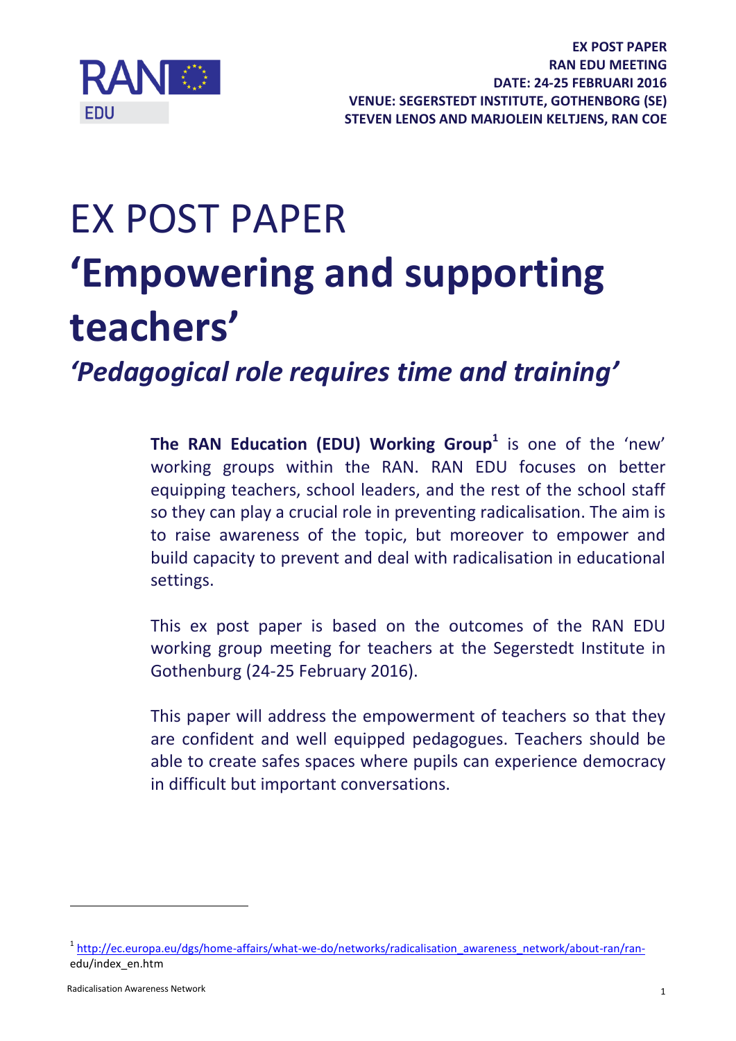**EX POST PAPER**
**RAN EDU MEETING**
**DATE: 24-25 FEBRUARI 2016**
**VENUE: SEGERSTEDT INSTITUTE, GOTHENBORG (SE)**
**STEVEN LENOS AND MARJOLEIN KELTJENS, RAN COE**

# EX POST PAPER

# 'Empowering and supporting teachers'

## *'Pedagogical role requires time and training'*

**The RAN Education (EDU) Working Group**[1] is one of the 'new' working groups within the RAN. RAN EDU focuses on better equipping teachers, school leaders, and the rest of the school staff so they can play a crucial role in preventing radicalisation. The aim is to raise awareness of the topic, but moreover to empower and build capacity to prevent and deal with radicalisation in educational settings.

This ex post paper is based on the outcomes of the RAN EDU working group meeting for teachers at the Segerstedt Institute in Gothenburg (24-25 February 2016).

This paper will address the empowerment of teachers so that they are confident and well equipped pedagogues. Teachers should be able to create safes spaces where pupils can experience democracy in difficult but important conversations.

[1] http://ec.europa.eu/dgs/home-affairs/what-we-do/networks/radicalisation_awareness_network/about-ran/ran-edu/index_en.htm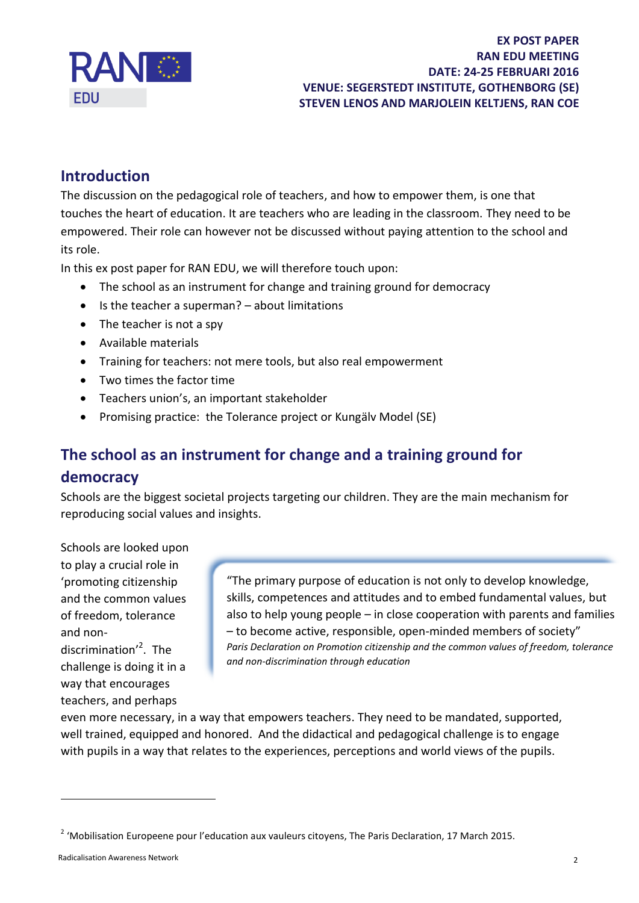EX POST PAPER
RAN EDU MEETING
DATE: 24-25 FEBRUARI 2016
VENUE: SEGERSTEDT INSTITUTE, GOTHENBORG (SE)
STEVEN LENOS AND MARJOLEIN KELTJENS, RAN COE

## Introduction

The discussion on the pedagogical role of teachers, and how to empower them, is one that touches the heart of education. It are teachers who are leading in the classroom. They need to be empowered. Their role can however not be discussed without paying attention to the school and its role.

In this ex post paper for RAN EDU, we will therefore touch upon:

- The school as an instrument for change and training ground for democracy
- Is the teacher a superman? – about limitations
- The teacher is not a spy
- Available materials
- Training for teachers: not mere tools, but also real empowerment
- Two times the factor time
- Teachers union's, an important stakeholder
- Promising practice: the Tolerance project or Kungälv Model (SE)

## The school as an instrument for change and a training ground for democracy

Schools are the biggest societal projects targeting our children. They are the main mechanism for reproducing social values and insights.

> "The primary purpose of education is not only to develop knowledge, skills, competences and attitudes and to embed fundamental values, but also to help young people – in close cooperation with parents and families – to become active, responsible, open-minded members of society"
> *Paris Declaration on Promotion citizenship and the common values of freedom, tolerance and non-discrimination through education*

Schools are looked upon to play a crucial role in 'promoting citizenship and the common values of freedom, tolerance and non-discrimination'[2]. The challenge is doing it in a way that encourages teachers, and perhaps even more necessary, in a way that empowers teachers. They need to be mandated, supported, well trained, equipped and honored. And the didactical and pedagogical challenge is to engage with pupils in a way that relates to the experiences, perceptions and world views of the pupils.

[2] 'Mobilisation Europeene pour l'education aux vauleurs citoyens, The Paris Declaration, 17 March 2015.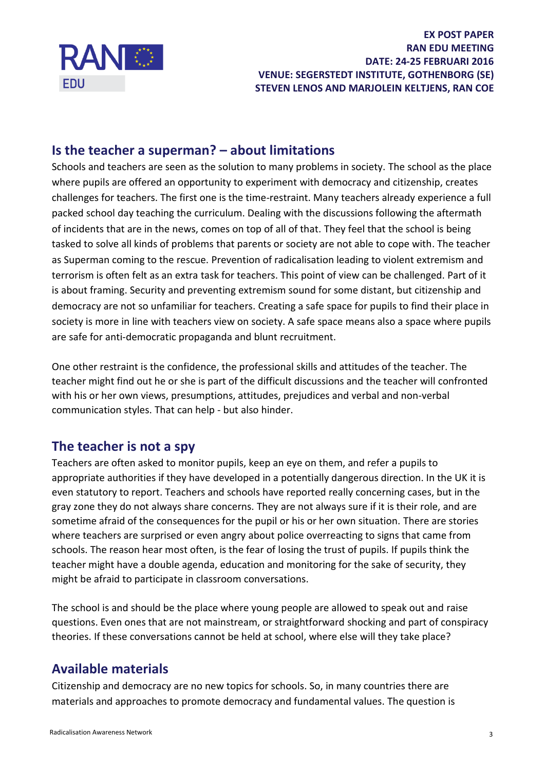## Is the teacher a superman? – about limitations

Schools and teachers are seen as the solution to many problems in society. The school as the place where pupils are offered an opportunity to experiment with democracy and citizenship, creates challenges for teachers. The first one is the time-restraint. Many teachers already experience a full packed school day teaching the curriculum. Dealing with the discussions following the aftermath of incidents that are in the news, comes on top of all of that. They feel that the school is being tasked to solve all kinds of problems that parents or society are not able to cope with. The teacher as Superman coming to the rescue. Prevention of radicalisation leading to violent extremism and terrorism is often felt as an extra task for teachers. This point of view can be challenged. Part of it is about framing. Security and preventing extremism sound for some distant, but citizenship and democracy are not so unfamiliar for teachers. Creating a safe space for pupils to find their place in society is more in line with teachers view on society. A safe space means also a space where pupils are safe for anti-democratic propaganda and blunt recruitment.

One other restraint is the confidence, the professional skills and attitudes of the teacher. The teacher might find out he or she is part of the difficult discussions and the teacher will confronted with his or her own views, presumptions, attitudes, prejudices and verbal and non-verbal communication styles. That can help - but also hinder.

## The teacher is not a spy

Teachers are often asked to monitor pupils, keep an eye on them, and refer a pupils to appropriate authorities if they have developed in a potentially dangerous direction. In the UK it is even statutory to report. Teachers and schools have reported really concerning cases, but in the gray zone they do not always share concerns. They are not always sure if it is their role, and are sometime afraid of the consequences for the pupil or his or her own situation. There are stories where teachers are surprised or even angry about police overreacting to signs that came from schools. The reason hear most often, is the fear of losing the trust of pupils. If pupils think the teacher might have a double agenda, education and monitoring for the sake of security, they might be afraid to participate in classroom conversations.

The school is and should be the place where young people are allowed to speak out and raise questions. Even ones that are not mainstream, or straightforward shocking and part of conspiracy theories. If these conversations cannot be held at school, where else will they take place?

## Available materials

Citizenship and democracy are no new topics for schools. So, in many countries there are materials and approaches to promote democracy and fundamental values. The question is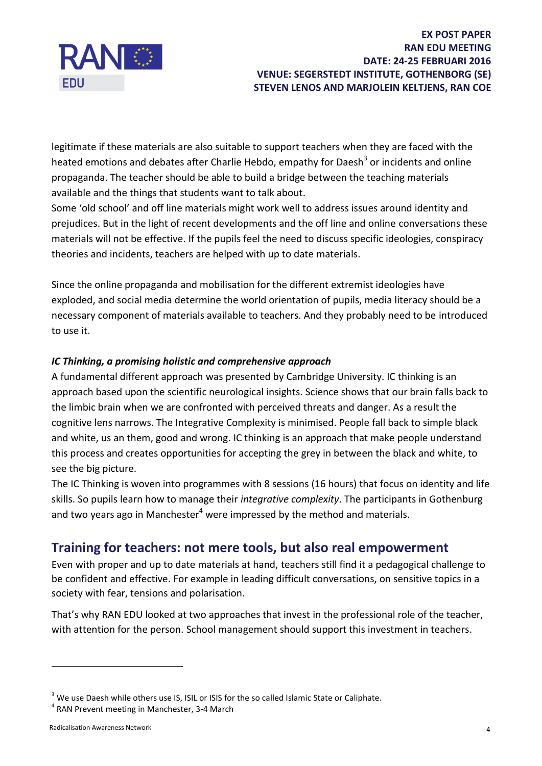legitimate if these materials are also suitable to support teachers when they are faced with the heated emotions and debates after Charlie Hebdo, empathy for Daesh[3] or incidents and online propaganda. The teacher should be able to build a bridge between the teaching materials available and the things that students want to talk about.
Some 'old school' and off line materials might work well to address issues around identity and prejudices. But in the light of recent developments and the off line and online conversations these materials will not be effective. If the pupils feel the need to discuss specific ideologies, conspiracy theories and incidents, teachers are helped with up to date materials.

Since the online propaganda and mobilisation for the different extremist ideologies have exploded, and social media determine the world orientation of pupils, media literacy should be a necessary component of materials available to teachers. And they probably need to be introduced to use it.

***IC Thinking, a promising holistic and comprehensive approach***

A fundamental different approach was presented by Cambridge University. IC thinking is an approach based upon the scientific neurological insights. Science shows that our brain falls back to the limbic brain when we are confronted with perceived threats and danger. As a result the cognitive lens narrows. The Integrative Complexity is minimised. People fall back to simple black and white, us an them, good and wrong. IC thinking is an approach that make people understand this process and creates opportunities for accepting the grey in between the black and white, to see the big picture.
The IC Thinking is woven into programmes with 8 sessions (16 hours) that focus on identity and life skills. So pupils learn how to manage their *integrative complexity*. The participants in Gothenburg and two years ago in Manchester[4] were impressed by the method and materials.

## Training for teachers: not mere tools, but also real empowerment

Even with proper and up to date materials at hand, teachers still find it a pedagogical challenge to be confident and effective. For example in leading difficult conversations, on sensitive topics in a society with fear, tensions and polarisation.

That's why RAN EDU looked at two approaches that invest in the professional role of the teacher, with attention for the person. School management should support this investment in teachers.

---

[3] We use Daesh while others use IS, ISIL or ISIS for the so called Islamic State or Caliphate.
[4] RAN Prevent meeting in Manchester, 3-4 March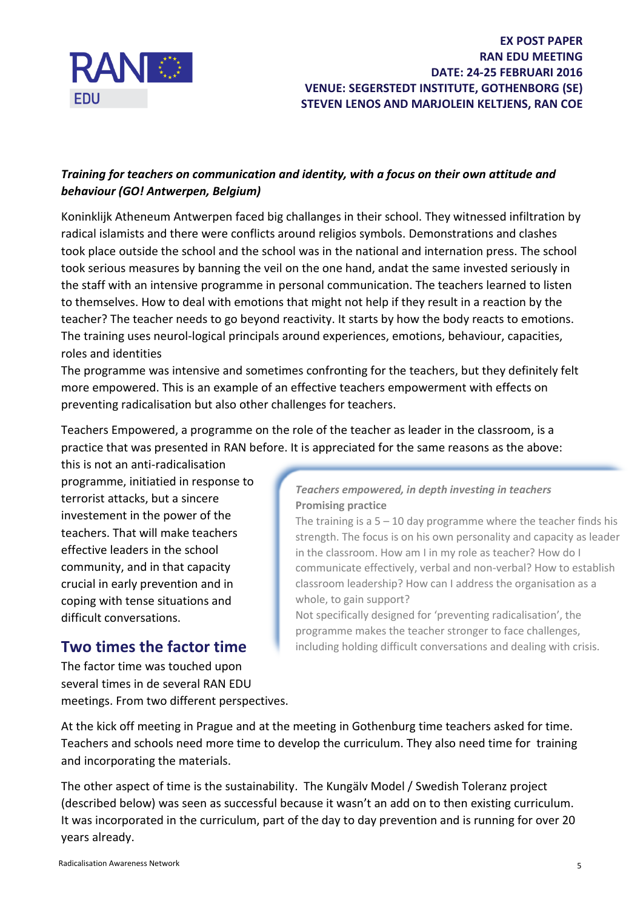***Training for teachers on communication and identity, with a focus on their own attitude and behaviour (GO! Antwerpen, Belgium)***

Koninklijk Atheneum Antwerpen faced big challanges in their school. They witnessed infiltration by radical islamists and there were conflicts around religios symbols. Demonstrations and clashes took place outside the school and the school was in the national and internation press. The school took serious measures by banning the veil on the one hand, andat the same invested seriously in the staff with an intensive programme in personal communication. The teachers learned to listen to themselves. How to deal with emotions that might not help if they result in a reaction by the teacher? The teacher needs to go beyond reactivity. It starts by how the body reacts to emotions. The training uses neurol-logical principals around experiences, emotions, behaviour, capacities, roles and identities

The programme was intensive and sometimes confronting for the teachers, but they definitely felt more empowered. This is an example of an effective teachers empowerment with effects on preventing radicalisation but also other challenges for teachers.

Teachers Empowered, a programme on the role of the teacher as leader in the classroom, is a practice that was presented in RAN before. It is appreciated for the same reasons as the above: this is not an anti-radicalisation programme, initiatied in response to terrorist attacks, but a sincere investement in the power of the teachers. That will make teachers effective leaders in the school community, and in that capacity crucial in early prevention and in coping with tense situations and difficult conversations.

> ***Teachers empowered, in depth investing in teachers***
> **Promising practice**
>
> The training is a 5 – 10 day programme where the teacher finds his strength. The focus is on his own personality and capacity as leader in the classroom. How am I in my role as teacher? How do I communicate effectively, verbal and non-verbal? How to establish classroom leadership? How can I address the organisation as a whole, to gain support?
>
> Not specifically designed for 'preventing radicalisation', the programme makes the teacher stronger to face challenges, including holding difficult conversations and dealing with crisis.

## Two times the factor time

The factor time was touched upon several times in de several RAN EDU meetings. From two different perspectives.

At the kick off meeting in Prague and at the meeting in Gothenburg time teachers asked for time. Teachers and schools need more time to develop the curriculum. They also need time for training and incorporating the materials.

The other aspect of time is the sustainability. The Kungälv Model / Swedish Toleranz project (described below) was seen as successful because it wasn't an add on to then existing curriculum. It was incorporated in the curriculum, part of the day to day prevention and is running for over 20 years already.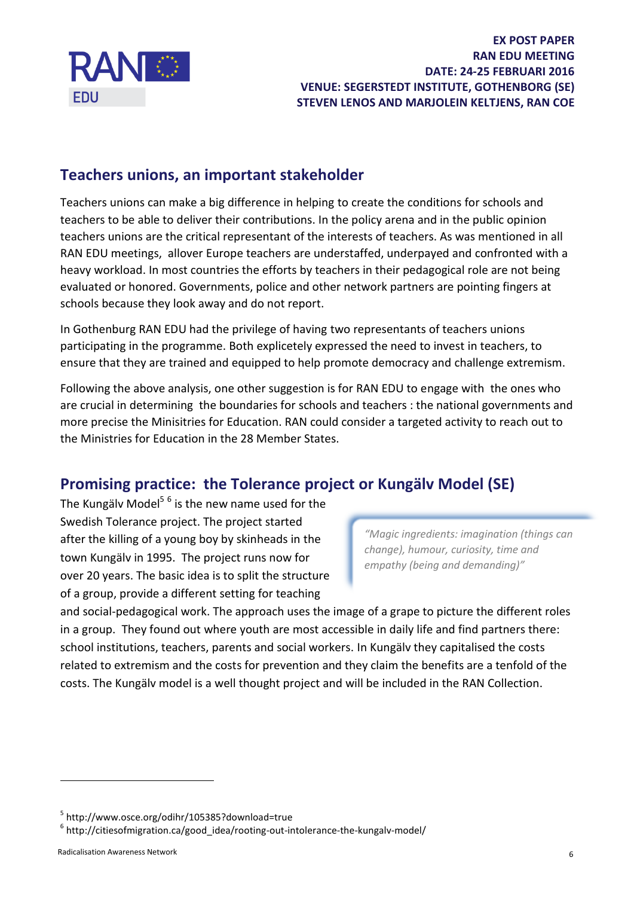## Teachers unions, an important stakeholder

Teachers unions can make a big difference in helping to create the conditions for schools and teachers to be able to deliver their contributions. In the policy arena and in the public opinion teachers unions are the critical representant of the interests of teachers. As was mentioned in all RAN EDU meetings, allover Europe teachers are understaffed, underpayed and confronted with a heavy workload. In most countries the efforts by teachers in their pedagogical role are not being evaluated or honored. Governments, police and other network partners are pointing fingers at schools because they look away and do not report.

In Gothenburg RAN EDU had the privilege of having two representants of teachers unions participating in the programme. Both explicetely expressed the need to invest in teachers, to ensure that they are trained and equipped to help promote democracy and challenge extremism.

Following the above analysis, one other suggestion is for RAN EDU to engage with the ones who are crucial in determining the boundaries for schools and teachers : the national governments and more precise the Minisitries for Education. RAN could consider a targeted activity to reach out to the Ministries for Education in the 28 Member States.

## Promising practice: the Tolerance project or Kungälv Model (SE)

The Kungälv Model[5] [6] is the new name used for the Swedish Tolerance project. The project started after the killing of a young boy by skinheads in the town Kungälv in 1995. The project runs now for over 20 years. The basic idea is to split the structure of a group, provide a different setting for teaching and social-pedagogical work. The approach uses the image of a grape to picture the different roles in a group. They found out where youth are most accessible in daily life and find partners there: school institutions, teachers, parents and social workers. In Kungälv they capitalised the costs related to extremism and the costs for prevention and they claim the benefits are a tenfold of the costs. The Kungälv model is a well thought project and will be included in the RAN Collection.

> *"Magic ingredients: imagination (things can change), humour, curiosity, time and empathy (being and demanding)"*

[5] http://www.osce.org/odihr/105385?download=true

[6] http://citiesofmigration.ca/good_idea/rooting-out-intolerance-the-kungalv-model/